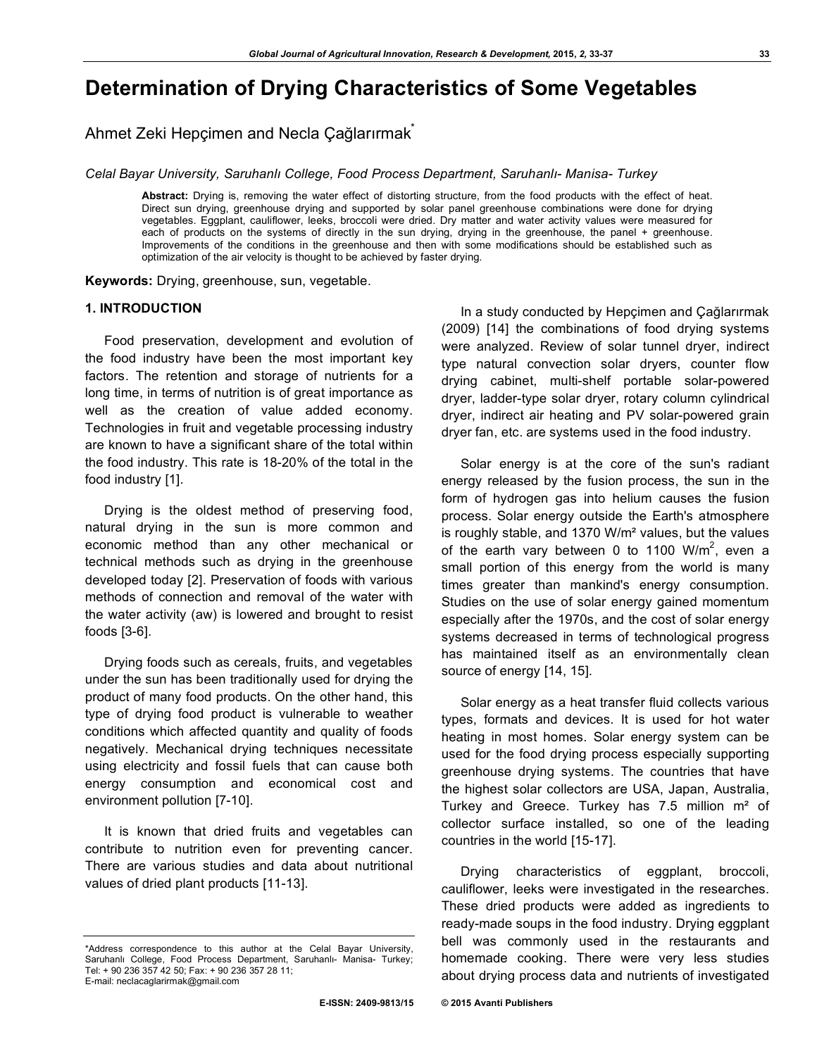# Determination of Drying Characteristics of Some Vegetables

Ahmet Zeki Hepçimen and Necla Çağlarırmak*

*Celal Bayar University, Saruhanlı College, Food Process Department, Saruhanlı- Manisa- Turkey*

**Abstract:** Drying is, removing the water effect of distorting structure, from the food products with the effect of heat. Direct sun drying, greenhouse drying and supported by solar panel greenhouse combinations were done for drying vegetables. Eggplant, cauliflower, leeks, broccoli were dried. Dry matter and water activity values were measured for each of products on the systems of directly in the sun drying, drying in the greenhouse, the panel + greenhouse. Improvements of the conditions in the greenhouse and then with some modifications should be established such as optimization of the air velocity is thought to be achieved by faster drying.

**Keywords:** Drying, greenhouse, sun, vegetable.

## 1. INTRODUCTION

Food preservation, development and evolution of the food industry have been the most important key factors. The retention and storage of nutrients for a long time, in terms of nutrition is of great importance as well as the creation of value added economy. Technologies in fruit and vegetable processing industry are known to have a significant share of the total within the food industry. This rate is 18-20% of the total in the food industry [1].

Drying is the oldest method of preserving food, natural drying in the sun is more common and economic method than any other mechanical or technical methods such as drying in the greenhouse developed today [2]. Preservation of foods with various methods of connection and removal of the water with the water activity (aw) is lowered and brought to resist foods [3-6].

Drying foods such as cereals, fruits, and vegetables under the sun has been traditionally used for drying the product of many food products. On the other hand, this type of drying food product is vulnerable to weather conditions which affected quantity and quality of foods negatively. Mechanical drying techniques necessitate using electricity and fossil fuels that can cause both energy consumption and economical cost and environment pollution [7-10].

It is known that dried fruits and vegetables can contribute to nutrition even for preventing cancer. There are various studies and data about nutritional values of dried plant products [11-13].

In a study conducted by Hepçimen and Çağlarırmak (2009) [14] the combinations of food drying systems were analyzed. Review of solar tunnel dryer, indirect type natural convection solar dryers, counter flow drying cabinet, multi-shelf portable solar-powered dryer, ladder-type solar dryer, rotary column cylindrical dryer, indirect air heating and PV solar-powered grain dryer fan, etc. are systems used in the food industry.

Solar energy is at the core of the sun's radiant energy released by the fusion process, the sun in the form of hydrogen gas into helium causes the fusion process. Solar energy outside the Earth's atmosphere is roughly stable, and 1370 W/m² values, but the values of the earth vary between 0 to 1100 W/m$^2$, even a small portion of this energy from the world is many times greater than mankind's energy consumption. Studies on the use of solar energy gained momentum especially after the 1970s, and the cost of solar energy systems decreased in terms of technological progress has maintained itself as an environmentally clean source of energy [14, 15].

Solar energy as a heat transfer fluid collects various types, formats and devices. It is used for hot water heating in most homes. Solar energy system can be used for the food drying process especially supporting greenhouse drying systems. The countries that have the highest solar collectors are USA, Japan, Australia, Turkey and Greece. Turkey has 7.5 million m² of collector surface installed, so one of the leading countries in the world [15-17].

Drying characteristics of eggplant, broccoli, cauliflower, leeks were investigated in the researches. These dried products were added as ingredients to ready-made soups in the food industry. Drying eggplant bell was commonly used in the restaurants and homemade cooking. There were very less studies about drying process data and nutrients of investigated

*Address correspondence to this author at the Celal Bayar University, Saruhanlı College, Food Process Department, Saruhanlı- Manisa- Turkey; Tel: + 90 236 357 42 50; Fax: + 90 236 357 28 11; E-mail: neclacaglarirmak@gmail.com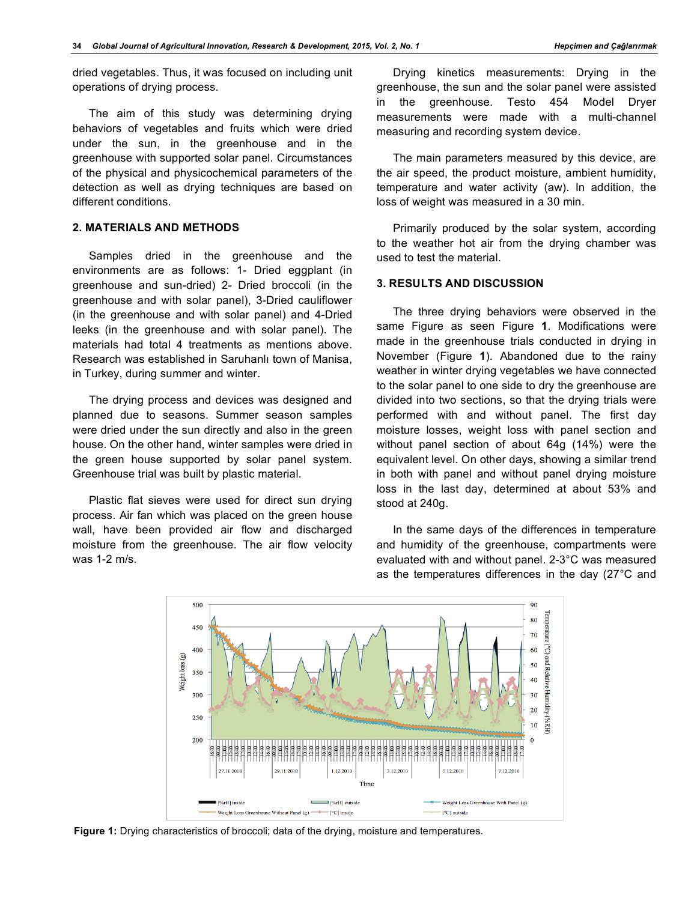dried vegetables. Thus, it was focused on including unit operations of drying process.

The aim of this study was determining drying behaviors of vegetables and fruits which were dried under the sun, in the greenhouse and in the greenhouse with supported solar panel. Circumstances of the physical and physicochemical parameters of the detection as well as drying techniques are based on different conditions.

## 2. MATERIALS AND METHODS

Samples dried in the greenhouse and the environments are as follows: 1- Dried eggplant (in greenhouse and sun-dried) 2- Dried broccoli (in the greenhouse and with solar panel), 3-Dried cauliflower (in the greenhouse and with solar panel) and 4-Dried leeks (in the greenhouse and with solar panel). The materials had total 4 treatments as mentions above. Research was established in Saruhanlı town of Manisa, in Turkey, during summer and winter.

The drying process and devices was designed and planned due to seasons. Summer season samples were dried under the sun directly and also in the green house. On the other hand, winter samples were dried in the green house supported by solar panel system. Greenhouse trial was built by plastic material.

Plastic flat sieves were used for direct sun drying process. Air fan which was placed on the green house wall, have been provided air flow and discharged moisture from the greenhouse. The air flow velocity was 1-2 m/s.

Drying kinetics measurements: Drying in the greenhouse, the sun and the solar panel were assisted in the greenhouse. Testo 454 Model Dryer measurements were made with a multi-channel measuring and recording system device.

The main parameters measured by this device, are the air speed, the product moisture, ambient humidity, temperature and water activity (aw). In addition, the loss of weight was measured in a 30 min.

Primarily produced by the solar system, according to the weather hot air from the drying chamber was used to test the material.

## 3. RESULTS AND DISCUSSION

The three drying behaviors were observed in the same Figure as seen Figure **1**. Modifications were made in the greenhouse trials conducted in drying in November (Figure **1**). Abandoned due to the rainy weather in winter drying vegetables we have connected to the solar panel to one side to dry the greenhouse are divided into two sections, so that the drying trials were performed with and without panel. The first day moisture losses, weight loss with panel section and without panel section of about 64g (14%) were the equivalent level. On other days, showing a similar trend in both with panel and without panel drying moisture loss in the last day, determined at about 53% and stood at 240g.

In the same days of the differences in temperature and humidity of the greenhouse, compartments were evaluated with and without panel. 2-3°C was measured as the temperatures differences in the day (27°C and

**Figure 1:** Drying characteristics of broccoli; data of the drying, moisture and temperatures.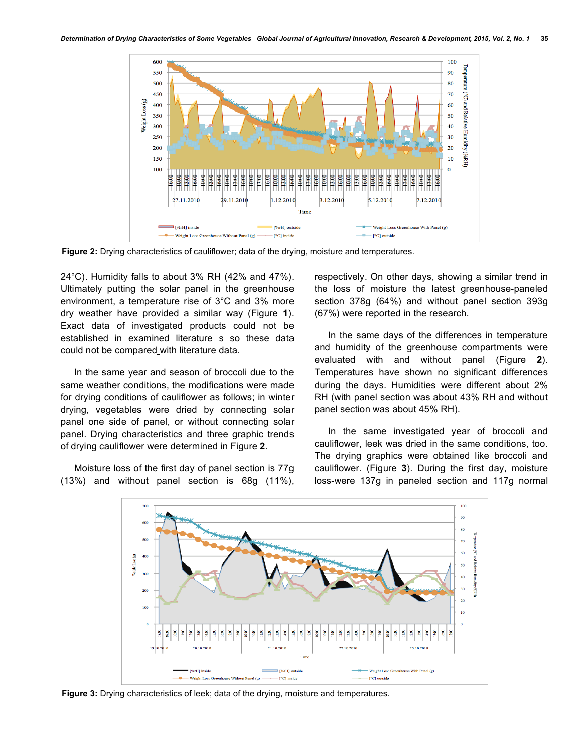**Figure 2:** Drying characteristics of cauliflower; data of the drying, moisture and temperatures.

24°C). Humidity falls to about 3% RH (42% and 47%). Ultimately putting the solar panel in the greenhouse environment, a temperature rise of 3°C and 3% more dry weather have provided a similar way (Figure **1**). Exact data of investigated products could not be established in examined literature s so these data could not be compared with literature data.

In the same year and season of broccoli due to the same weather conditions, the modifications were made for drying conditions of cauliflower as follows; in winter drying, vegetables were dried by connecting solar panel one side of panel, or without connecting solar panel. Drying characteristics and three graphic trends of drying cauliflower were determined in Figure **2**.

Moisture loss of the first day of panel section is 77g (13%) and without panel section is 68g (11%), respectively. On other days, showing a similar trend in the loss of moisture the latest greenhouse-paneled section 378g (64%) and without panel section 393g (67%) were reported in the research.

In the same days of the differences in temperature and humidity of the greenhouse compartments were evaluated with and without panel (Figure **2**). Temperatures have shown no significant differences during the days. Humidities were different about 2% RH (with panel section was about 43% RH and without panel section was about 45% RH).

In the same investigated year of broccoli and cauliflower, leek was dried in the same conditions, too. The drying graphics were obtained like broccoli and cauliflower. (Figure **3**). During the first day, moisture loss-were 137g in paneled section and 117g normal

**Figure 3:** Drying characteristics of leek; data of the drying, moisture and temperatures.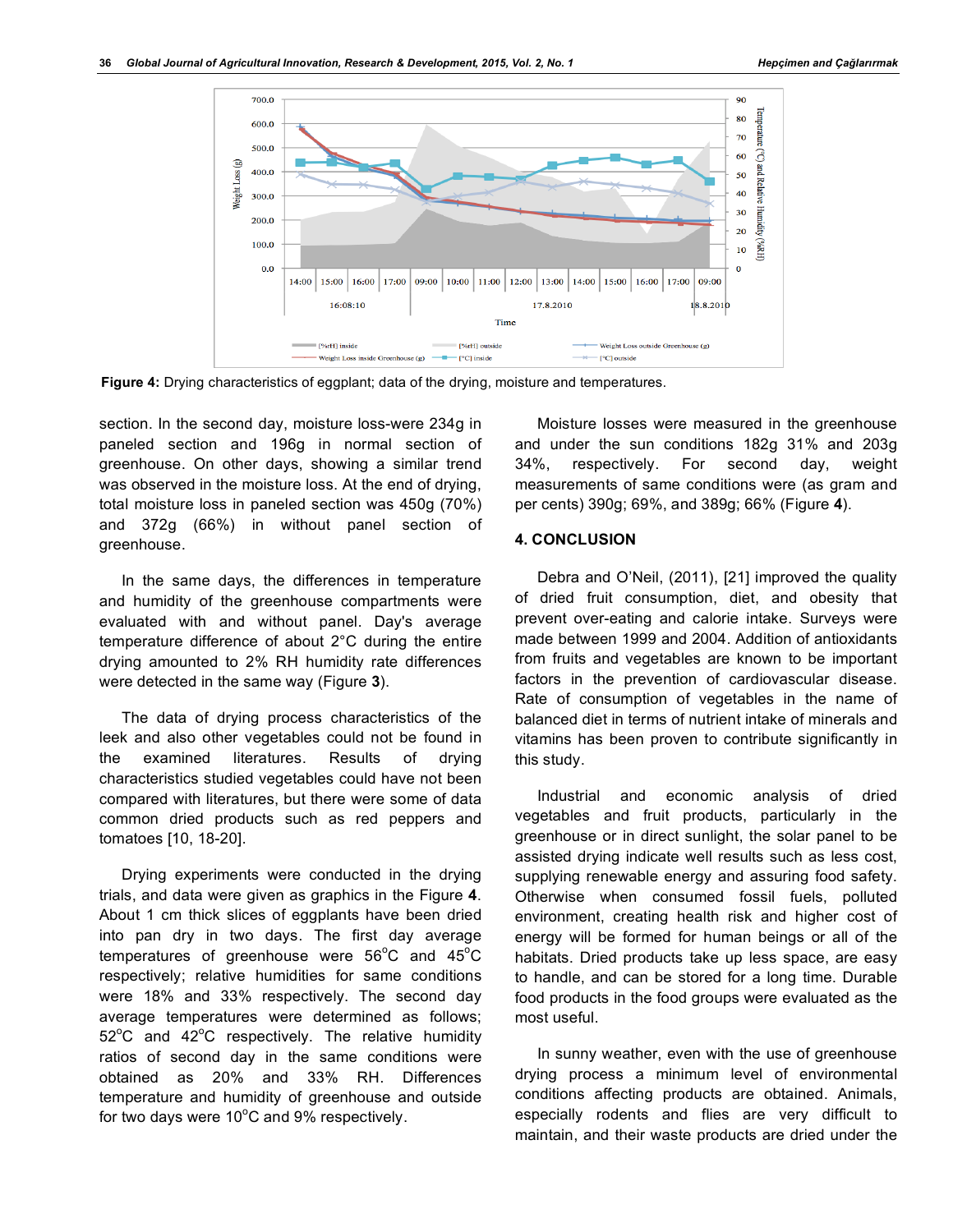**Figure 4:** Drying characteristics of eggplant; data of the drying, moisture and temperatures.

section. In the second day, moisture loss-were 234g in paneled section and 196g in normal section of greenhouse. On other days, showing a similar trend was observed in the moisture loss. At the end of drying, total moisture loss in paneled section was 450g (70%) and 372g (66%) in without panel section of greenhouse.

In the same days, the differences in temperature and humidity of the greenhouse compartments were evaluated with and without panel. Day's average temperature difference of about 2°C during the entire drying amounted to 2% RH humidity rate differences were detected in the same way (Figure **3**).

The data of drying process characteristics of the leek and also other vegetables could not be found in the examined literatures. Results of drying characteristics studied vegetables could have not been compared with literatures, but there were some of data common dried products such as red peppers and tomatoes [10, 18-20].

Drying experiments were conducted in the drying trials, and data were given as graphics in the Figure **4**. About 1 cm thick slices of eggplants have been dried into pan dry in two days. The first day average temperatures of greenhouse were 56°C and 45°C respectively; relative humidities for same conditions were 18% and 33% respectively. The second day average temperatures were determined as follows; 52°C and 42°C respectively. The relative humidity ratios of second day in the same conditions were obtained as 20% and 33% RH. Differences temperature and humidity of greenhouse and outside for two days were 10°C and 9% respectively.

Moisture losses were measured in the greenhouse and under the sun conditions 182g 31% and 203g 34%, respectively. For second day, weight measurements of same conditions were (as gram and per cents) 390g; 69%, and 389g; 66% (Figure **4**).

## 4. CONCLUSION

Debra and O'Neil, (2011), [21] improved the quality of dried fruit consumption, diet, and obesity that prevent over-eating and calorie intake. Surveys were made between 1999 and 2004. Addition of antioxidants from fruits and vegetables are known to be important factors in the prevention of cardiovascular disease. Rate of consumption of vegetables in the name of balanced diet in terms of nutrient intake of minerals and vitamins has been proven to contribute significantly in this study.

Industrial and economic analysis of dried vegetables and fruit products, particularly in the greenhouse or in direct sunlight, the solar panel to be assisted drying indicate well results such as less cost, supplying renewable energy and assuring food safety. Otherwise when consumed fossil fuels, polluted environment, creating health risk and higher cost of energy will be formed for human beings or all of the habitats. Dried products take up less space, are easy to handle, and can be stored for a long time. Durable food products in the food groups were evaluated as the most useful.

In sunny weather, even with the use of greenhouse drying process a minimum level of environmental conditions affecting products are obtained. Animals, especially rodents and flies are very difficult to maintain, and their waste products are dried under the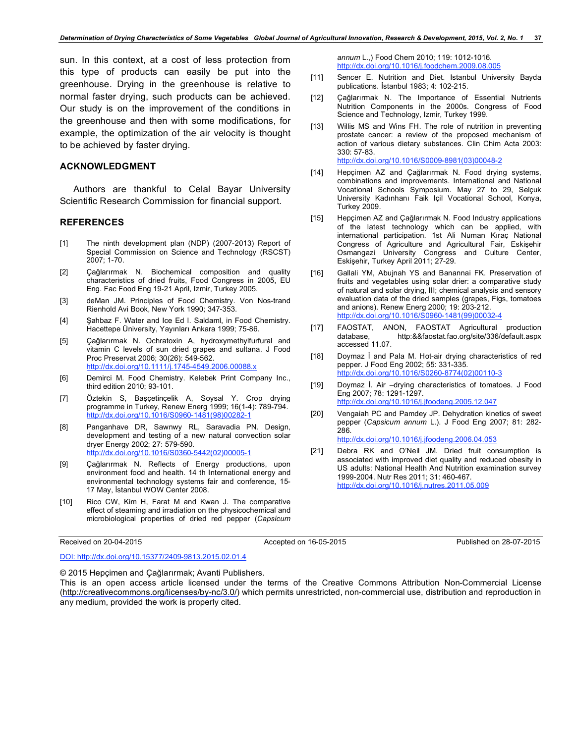sun. In this context, at a cost of less protection from this type of products can easily be put into the greenhouse. Drying in the greenhouse is relative to normal faster drying, such products can be achieved. Our study is on the improvement of the conditions in the greenhouse and then with some modifications, for example, the optimization of the air velocity is thought to be achieved by faster drying.

## ACKNOWLEDGMENT

Authors are thankful to Celal Bayar University Scientific Research Commission for financial support.

## REFERENCES

[1] The ninth development plan (NDP) (2007-2013) Report of Special Commission on Science and Technology (RSCST) 2007; 1-70.

[2] Çağlarırmak N. Biochemical composition and quality characteristics of dried fruits, Food Congress in 2005, EU Eng. Fac Food Eng 19-21 April, Izmir, Turkey 2005.

[3] deMan JM. Principles of Food Chemistry. Von Nos-trand Rienhold Avi Book, New York 1990; 347-353.

[4] Şahbaz F. Water and Ice Ed I. Saldaml, in Food Chemistry. Hacettepe Üniversity, Yayınları Ankara 1999; 75-86.

[5] Çağlarırmak N. Ochratoxin A, hydroxymethylfurfural and vitamin C levels of sun dried grapes and sultana. J Food Proc Preservat 2006; 30(26): 549-562. http://dx.doi.org/10.1111/j.1745-4549.2006.00088.x

[6] Demirci M. Food Chemistry. Kelebek Print Company Inc., third edition 2010; 93-101.

[7] Öztekin S, Başçetinçelik A, Soysal Y. Crop drying programme in Turkey, Renew Energ 1999; 16(1-4): 789-794. http://dx.doi.org/10.1016/S0960-1481(98)00282-1

[8] Panganhave DR, Sawnwy RL, Saravadia PN. Design, development and testing of a new natural convection solar dryer Energy 2002; 27: 579-590. http://dx.doi.org/10.1016/S0360-5442(02)00005-1

[9] Çağlarırmak N. Reflects of Energy productions, upon environment food and health. 14 th International energy and environmental technology systems fair and conference, 15-17 May, İstanbul WOW Center 2008.

[10] Rico CW, Kim H, Farat M and Kwan J. The comparative effect of steaming and irradiation on the physicochemical and microbiological properties of dried red pepper (*Capsicum annum* L.,) Food Chem 2010; 119: 1012-1016. http://dx.doi.org/10.1016/j.foodchem.2009.08.005

[11] Sencer E. Nutrition and Diet. Istanbul University Bayda publications. İstanbul 1983; 4: 102-215.

[12] Çağlarırmak N. The Importance of Essential Nutrients Nutrition Components in the 2000s. Congress of Food Science and Technology, Izmir, Turkey 1999.

[13] Willis MS and Wins FH. The role of nutrition in preventing prostate cancer: a review of the proposed mechanism of action of various dietary substances. Clin Chim Acta 2003: 330: 57-83. http://dx.doi.org/10.1016/S0009-8981(03)00048-2

[14] Hepçimen AZ and Çağlarırmak N. Food drying systems, combinations and improvements. International and National Vocational Schools Symposium. May 27 to 29, Selçuk University Kadınhanı Faik Içil Vocational School, Konya, Turkey 2009.

[15] Hepçimen AZ and Çağlarırmak N. Food Industry applications of the latest technology which can be applied, with international participation. 1st Ali Numan Kıraç National Congress of Agriculture and Agricultural Fair, Eskişehir Osmangazi University Congress and Culture Center, Eskişehir, Turkey April 2011; 27-29.

[16] Gallali YM, Abujnah YS and Banannai FK. Preservation of fruits and vegetables using solar drier: a comparative study of natural and solar drying, III; chemical analysis and sensory evaluation data of the dried samples (grapes, Figs, tomatoes and anions). Renew Energ 2000; 19: 203-212. http://dx.doi.org/10.1016/S0960-1481(99)00032-4

[17] FAOSTAT, ANON, FAOSTAT Agricultural production database, http:&&faostat.fao.org/site/336/default.aspx accessed 11.07.

[18] Doymaz İ and Pala M. Hot-air drying characteristics of red pepper. J Food Eng 2002; 55: 331-335. http://dx.doi.org/10.1016/S0260-8774(02)00110-3

[19] Doymaz İ. Air –drying characteristics of tomatoes. J Food Eng 2007; 78: 1291-1297. http://dx.doi.org/10.1016/j.jfoodeng.2005.12.047

[20] Vengaiah PC and Pamdey JP. Dehydration kinetics of sweet pepper (*Capsicum annum* L.). J Food Eng 2007; 81: 282-286. http://dx.doi.org/10.1016/j.jfoodeng.2006.04.053

[21] Debra RK and O'Neil JM. Dried fruit consumption is associated with improved diet quality and reduced obesity in US adults: National Health And Nutrition examination survey 1999-2004. Nutr Res 2011; 31: 460-467. http://dx.doi.org/10.1016/j.nutres.2011.05.009

Received on 20-04-2015 Accepted on 16-05-2015 Published on 28-07-2015

DOI: http://dx.doi.org/10.15377/2409-9813.2015.02.01.4

© 2015 Hepçimen and Çağlarırmak; Avanti Publishers.

This is an open access article licensed under the terms of the Creative Commons Attribution Non-Commercial License (http://creativecommons.org/licenses/by-nc/3.0/) which permits unrestricted, non-commercial use, distribution and reproduction in any medium, provided the work is properly cited.